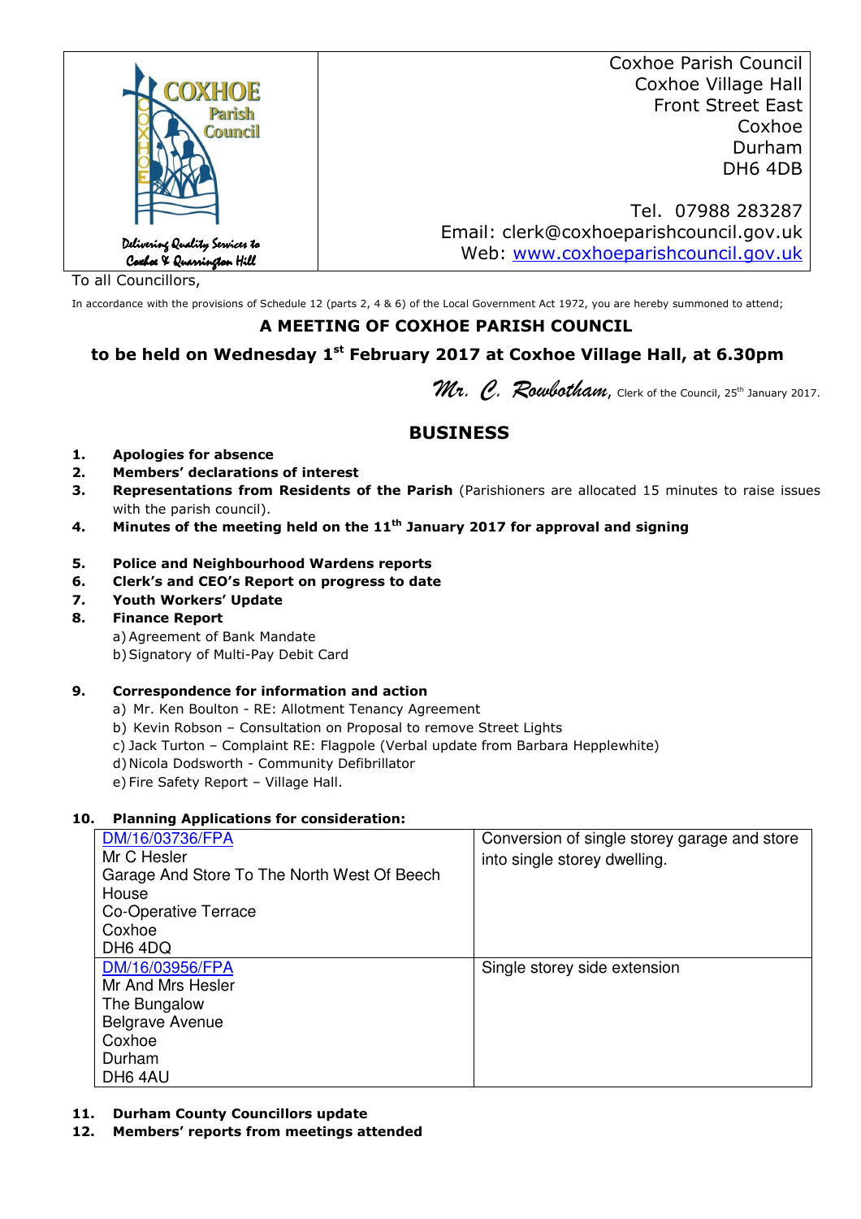| COXHOE Parish Council<br>Delivering Quality Services to Coxhoe & Quarrington Hill | Coxhoe Parish Council<br>Coxhoe Village Hall<br>Front Street East<br>Coxhoe<br>Durham<br>DH6 4DB<br><br>Tel. 07988 283287<br>Email: clerk@coxhoeparishcouncil.gov.uk<br>Web: [www.coxhoeparishcouncil.gov.uk](http://www.coxhoeparishcouncil.gov.uk) |
|---|---|

To all Councillors,

In accordance with the provisions of Schedule 12 (parts 2, 4 & 6) of the Local Government Act 1972, you are hereby summoned to attend;

## A MEETING OF COXHOE PARISH COUNCIL

### to be held on Wednesday 1st February 2017 at Coxhoe Village Hall, at 6.30pm

*Mr. C. Rowbotham*, Clerk of the Council, 25th January 2017.

## BUSINESS

1. **Apologies for absence**
2. **Members' declarations of interest**
3. **Representations from Residents of the Parish** (Parishioners are allocated 15 minutes to raise issues with the parish council).
4. **Minutes of the meeting held on the 11th January 2017 for approval and signing**
5. **Police and Neighbourhood Wardens reports**
6. **Clerk's and CEO's Report on progress to date**
7. **Youth Workers' Update**
8. **Finance Report**
   a) Agreement of Bank Mandate
   b) Signatory of Multi-Pay Debit Card
9. **Correspondence for information and action**
   a) Mr. Ken Boulton - RE: Allotment Tenancy Agreement
   b) Kevin Robson – Consultation on Proposal to remove Street Lights
   c) Jack Turton – Complaint RE: Flagpole (Verbal update from Barbara Hepplewhite)
   d) Nicola Dodsworth - Community Defibrillator
   e) Fire Safety Report – Village Hall.
10. **Planning Applications for consideration:**

| Application | Proposal |
|---|---|
| DM/16/03736/FPA<br>Mr C Hesler<br>Garage And Store To The North West Of Beech House<br>Co-Operative Terrace<br>Coxhoe<br>DH6 4DQ | Conversion of single storey garage and store into single storey dwelling. |
| DM/16/03956/FPA<br>Mr And Mrs Hesler<br>The Bungalow<br>Belgrave Avenue<br>Coxhoe<br>Durham<br>DH6 4AU | Single storey side extension |

11. **Durham County Councillors update**
12. **Members' reports from meetings attended**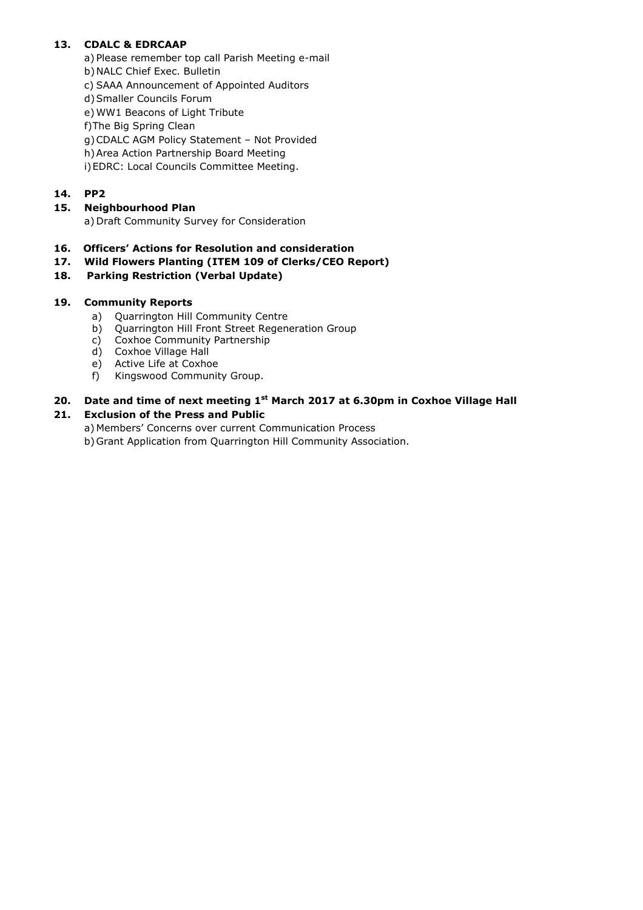**13. CDALC & EDRCAAP**

a) Please remember top call Parish Meeting e-mail
b) NALC Chief Exec. Bulletin
c) SAAA Announcement of Appointed Auditors
d) Smaller Councils Forum
e) WW1 Beacons of Light Tribute
f) The Big Spring Clean
g) CDALC AGM Policy Statement – Not Provided
h) Area Action Partnership Board Meeting
i) EDRC: Local Councils Committee Meeting.

**14. PP2**

**15. Neighbourhood Plan**

a) Draft Community Survey for Consideration

**16. Officers' Actions for Resolution and consideration**

**17. Wild Flowers Planting (ITEM 109 of Clerks/CEO Report)**

**18. Parking Restriction (Verbal Update)**

**19. Community Reports**

a) Quarrington Hill Community Centre
b) Quarrington Hill Front Street Regeneration Group
c) Coxhoe Community Partnership
d) Coxhoe Village Hall
e) Active Life at Coxhoe
f) Kingswood Community Group.

**20. Date and time of next meeting 1st March 2017 at 6.30pm in Coxhoe Village Hall**

**21. Exclusion of the Press and Public**

a) Members' Concerns over current Communication Process
b) Grant Application from Quarrington Hill Community Association.